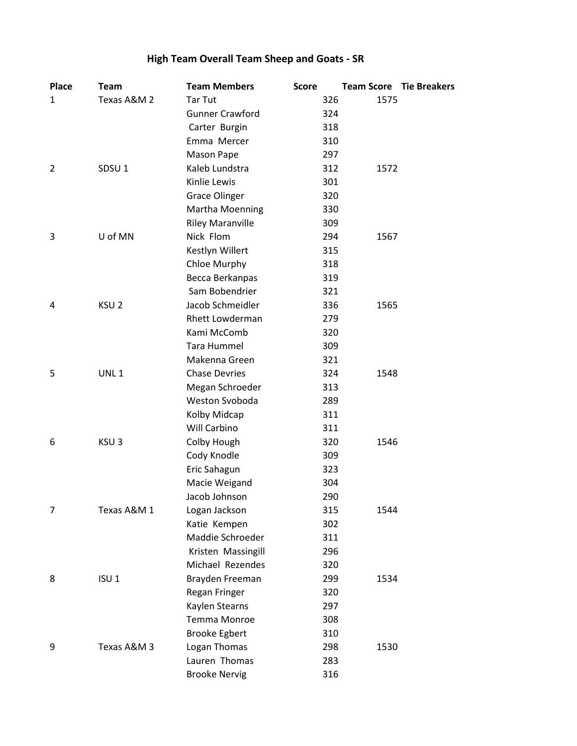## High Team Overall Team Sheep and Goats - SR

| Place | Team | Team Members | Score | Team Score | Tie Breakers |
|---|---|---|---|---|---|
| 1 | Texas A&M 2 | Tar Tut | 326 | 1575 | |
| | | Gunner Crawford | 324 | | |
| | | Carter Burgin | 318 | | |
| | | Emma Mercer | 310 | | |
| | | Mason Pape | 297 | | |
| 2 | SDSU 1 | Kaleb Lundstra | 312 | 1572 | |
| | | Kinlie Lewis | 301 | | |
| | | Grace Olinger | 320 | | |
| | | Martha Moenning | 330 | | |
| | | Riley Maranville | 309 | | |
| 3 | U of MN | Nick Flom | 294 | 1567 | |
| | | Kestlyn Willert | 315 | | |
| | | Chloe Murphy | 318 | | |
| | | Becca Berkanpas | 319 | | |
| | | Sam Bobendrier | 321 | | |
| 4 | KSU 2 | Jacob Schmeidler | 336 | 1565 | |
| | | Rhett Lowderman | 279 | | |
| | | Kami McComb | 320 | | |
| | | Tara Hummel | 309 | | |
| | | Makenna Green | 321 | | |
| 5 | UNL 1 | Chase Devries | 324 | 1548 | |
| | | Megan Schroeder | 313 | | |
| | | Weston Svoboda | 289 | | |
| | | Kolby Midcap | 311 | | |
| | | Will Carbino | 311 | | |
| 6 | KSU 3 | Colby Hough | 320 | 1546 | |
| | | Cody Knodle | 309 | | |
| | | Eric Sahagun | 323 | | |
| | | Macie Weigand | 304 | | |
| | | Jacob Johnson | 290 | | |
| 7 | Texas A&M 1 | Logan Jackson | 315 | 1544 | |
| | | Katie Kempen | 302 | | |
| | | Maddie Schroeder | 311 | | |
| | | Kristen Massingill | 296 | | |
| | | Michael Rezendes | 320 | | |
| 8 | ISU 1 | Brayden Freeman | 299 | 1534 | |
| | | Regan Fringer | 320 | | |
| | | Kaylen Stearns | 297 | | |
| | | Temma Monroe | 308 | | |
| | | Brooke Egbert | 310 | | |
| 9 | Texas A&M 3 | Logan Thomas | 298 | 1530 | |
| | | Lauren Thomas | 283 | | |
| | | Brooke Nervig | 316 | | |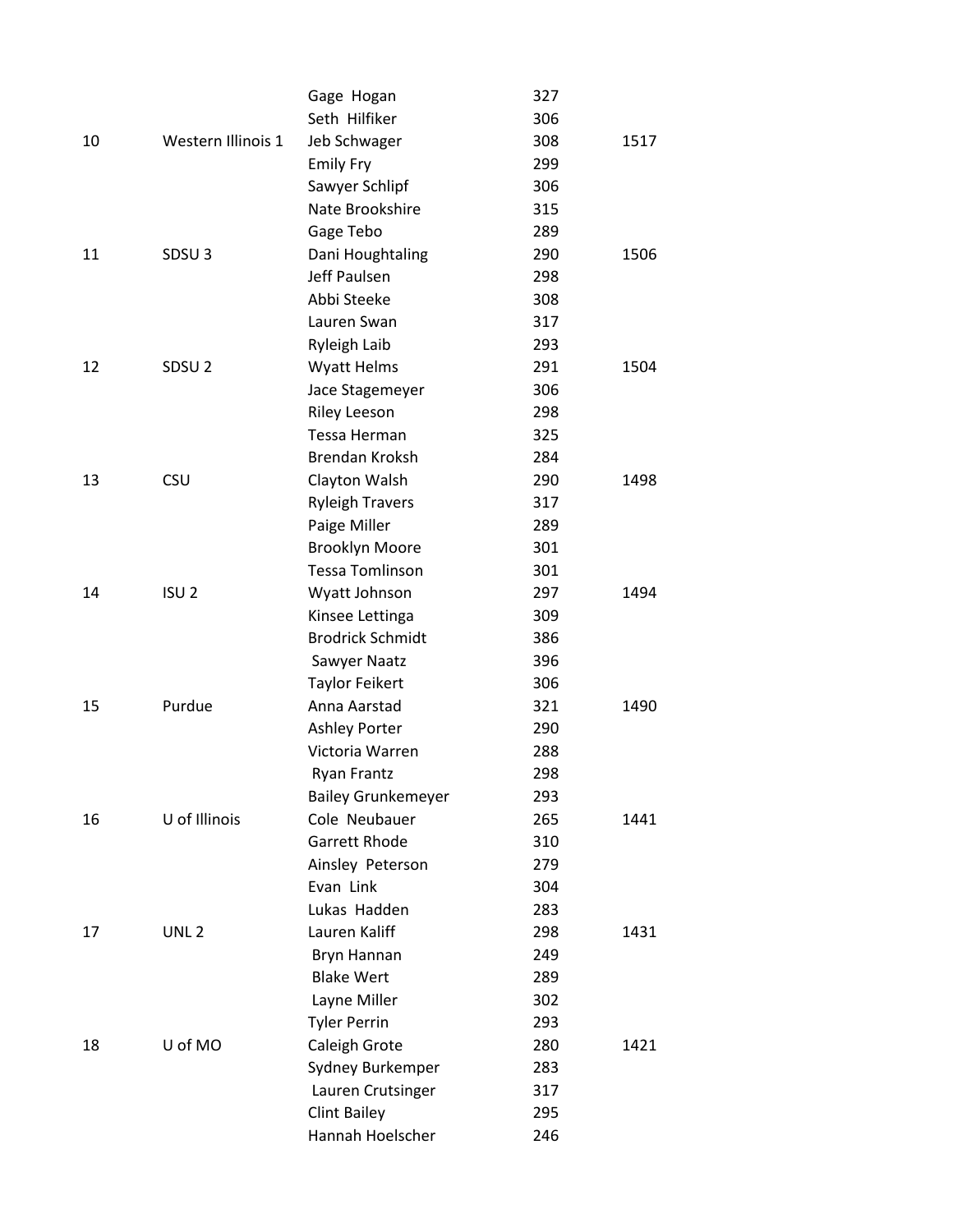| | | | | |
|---|---|---|---|---|
| | | Gage Hogan | 327 | |
| | | Seth Hilfiker | 306 | |
| 10 | Western Illinois 1 | Jeb Schwager | 308 | 1517 |
| | | Emily Fry | 299 | |
| | | Sawyer Schlipf | 306 | |
| | | Nate Brookshire | 315 | |
| | | Gage Tebo | 289 | |
| 11 | SDSU 3 | Dani Houghtaling | 290 | 1506 |
| | | Jeff Paulsen | 298 | |
| | | Abbi Steeke | 308 | |
| | | Lauren Swan | 317 | |
| | | Ryleigh Laib | 293 | |
| 12 | SDSU 2 | Wyatt Helms | 291 | 1504 |
| | | Jace Stagemeyer | 306 | |
| | | Riley Leeson | 298 | |
| | | Tessa Herman | 325 | |
| | | Brendan Kroksh | 284 | |
| 13 | CSU | Clayton Walsh | 290 | 1498 |
| | | Ryleigh Travers | 317 | |
| | | Paige Miller | 289 | |
| | | Brooklyn Moore | 301 | |
| | | Tessa Tomlinson | 301 | |
| 14 | ISU 2 | Wyatt Johnson | 297 | 1494 |
| | | Kinsee Lettinga | 309 | |
| | | Brodrick Schmidt | 386 | |
| | | Sawyer Naatz | 396 | |
| | | Taylor Feikert | 306 | |
| 15 | Purdue | Anna Aarstad | 321 | 1490 |
| | | Ashley Porter | 290 | |
| | | Victoria Warren | 288 | |
| | | Ryan Frantz | 298 | |
| | | Bailey Grunkemeyer | 293 | |
| 16 | U of Illinois | Cole Neubauer | 265 | 1441 |
| | | Garrett Rhode | 310 | |
| | | Ainsley Peterson | 279 | |
| | | Evan Link | 304 | |
| | | Lukas Hadden | 283 | |
| 17 | UNL 2 | Lauren Kaliff | 298 | 1431 |
| | | Bryn Hannan | 249 | |
| | | Blake Wert | 289 | |
| | | Layne Miller | 302 | |
| | | Tyler Perrin | 293 | |
| 18 | U of MO | Caleigh Grote | 280 | 1421 |
| | | Sydney Burkemper | 283 | |
| | | Lauren Crutsinger | 317 | |
| | | Clint Bailey | 295 | |
| | | Hannah Hoelscher | 246 | |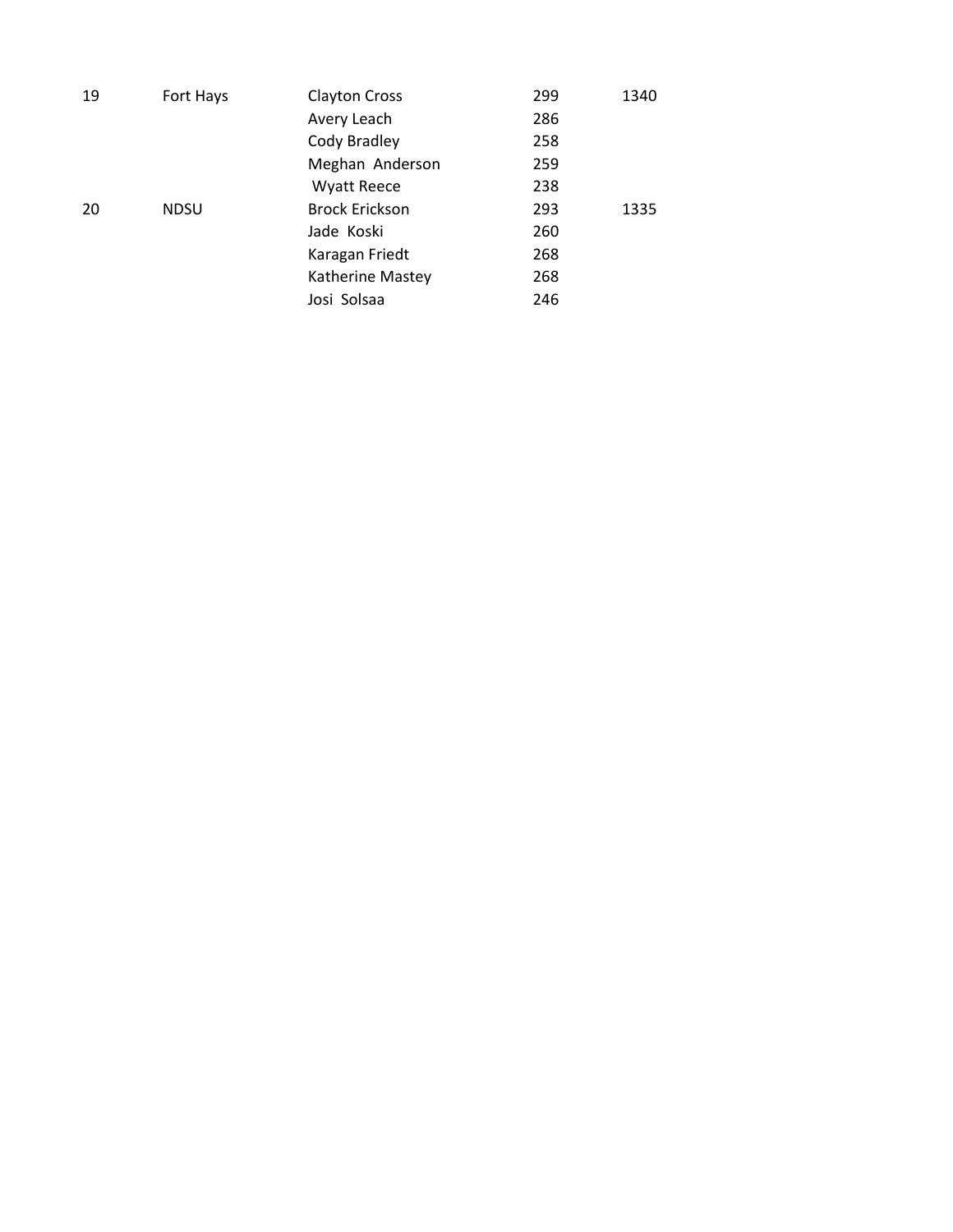| | | | | |
|---|---|---|---|---|
| 19 | Fort Hays | Clayton Cross | 299 | 1340 |
| | | Avery Leach | 286 | |
| | | Cody Bradley | 258 | |
| | | Meghan  Anderson | 259 | |
| | | Wyatt Reece | 238 | |
| 20 | NDSU | Brock Erickson | 293 | 1335 |
| | | Jade  Koski | 260 | |
| | | Karagan Friedt | 268 | |
| | | Katherine Mastey | 268 | |
| | | Josi  Solsaa | 246 | |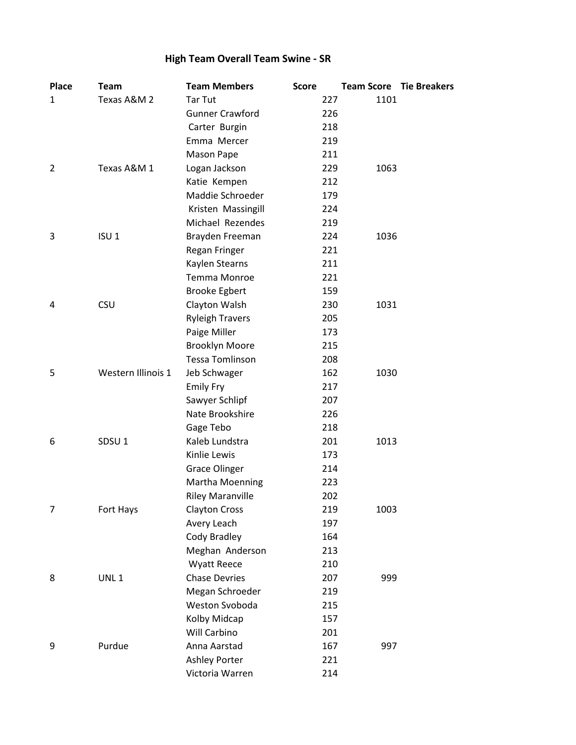## High Team Overall Team Swine - SR

| Place | Team | Team Members | Score | Team Score | Tie Breakers |
|---|---|---|---|---|---|
| 1 | Texas A&M 2 | Tar Tut | 227 | 1101 | |
| | | Gunner Crawford | 226 | | |
| | | Carter Burgin | 218 | | |
| | | Emma Mercer | 219 | | |
| | | Mason Pape | 211 | | |
| 2 | Texas A&M 1 | Logan Jackson | 229 | 1063 | |
| | | Katie Kempen | 212 | | |
| | | Maddie Schroeder | 179 | | |
| | | Kristen Massingill | 224 | | |
| | | Michael Rezendes | 219 | | |
| 3 | ISU 1 | Brayden Freeman | 224 | 1036 | |
| | | Regan Fringer | 221 | | |
| | | Kaylen Stearns | 211 | | |
| | | Temma Monroe | 221 | | |
| | | Brooke Egbert | 159 | | |
| 4 | CSU | Clayton Walsh | 230 | 1031 | |
| | | Ryleigh Travers | 205 | | |
| | | Paige Miller | 173 | | |
| | | Brooklyn Moore | 215 | | |
| | | Tessa Tomlinson | 208 | | |
| 5 | Western Illinois 1 | Jeb Schwager | 162 | 1030 | |
| | | Emily Fry | 217 | | |
| | | Sawyer Schlipf | 207 | | |
| | | Nate Brookshire | 226 | | |
| | | Gage Tebo | 218 | | |
| 6 | SDSU 1 | Kaleb Lundstra | 201 | 1013 | |
| | | Kinlie Lewis | 173 | | |
| | | Grace Olinger | 214 | | |
| | | Martha Moenning | 223 | | |
| | | Riley Maranville | 202 | | |
| 7 | Fort Hays | Clayton Cross | 219 | 1003 | |
| | | Avery Leach | 197 | | |
| | | Cody Bradley | 164 | | |
| | | Meghan Anderson | 213 | | |
| | | Wyatt Reece | 210 | | |
| 8 | UNL 1 | Chase Devries | 207 | 999 | |
| | | Megan Schroeder | 219 | | |
| | | Weston Svoboda | 215 | | |
| | | Kolby Midcap | 157 | | |
| | | Will Carbino | 201 | | |
| 9 | Purdue | Anna Aarstad | 167 | 997 | |
| | | Ashley Porter | 221 | | |
| | | Victoria Warren | 214 | | |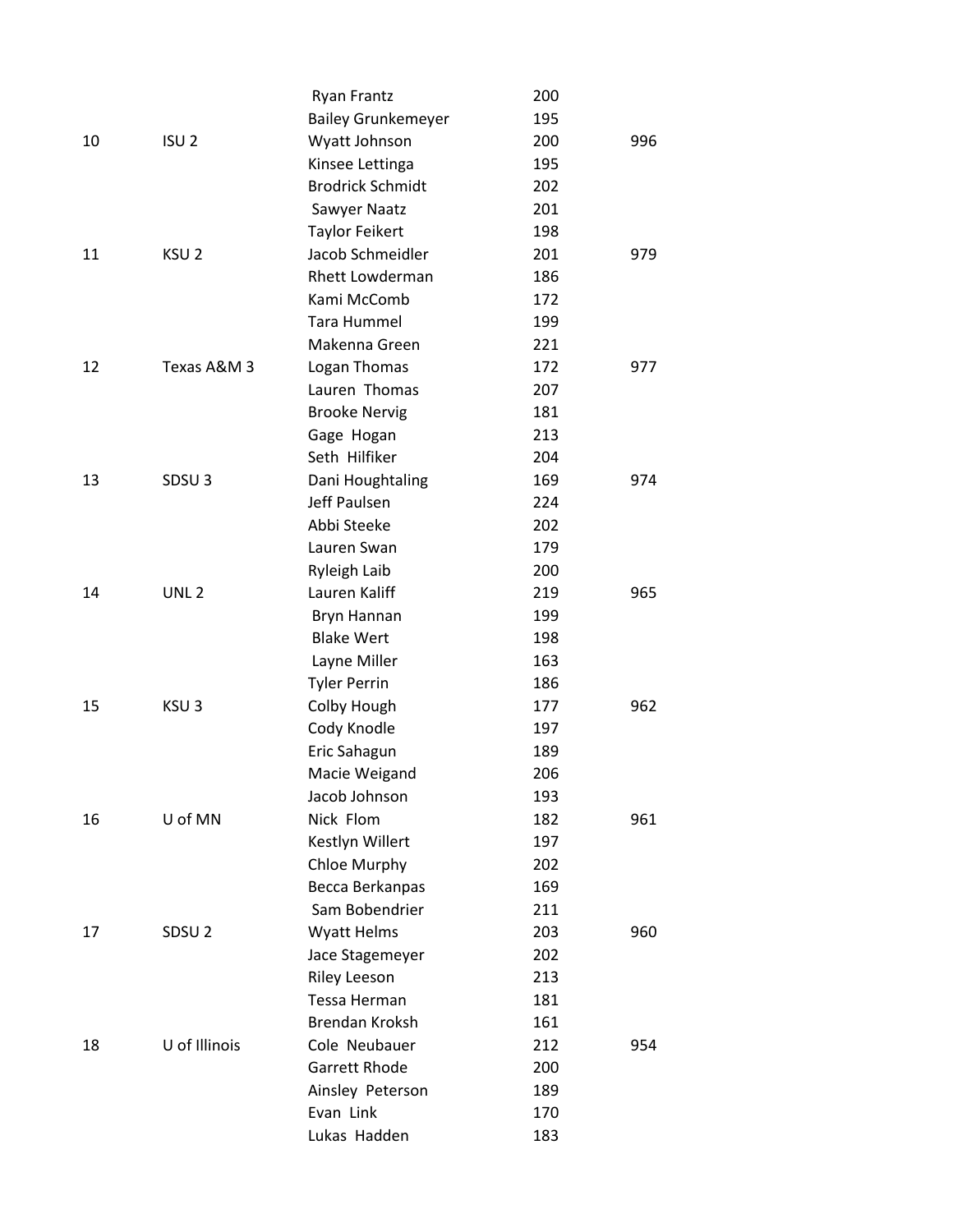| | | | | |
|---|---|---|---|---|
| | | Ryan Frantz | 200 | |
| | | Bailey Grunkemeyer | 195 | |
| 10 | ISU 2 | Wyatt Johnson | 200 | 996 |
| | | Kinsee Lettinga | 195 | |
| | | Brodrick Schmidt | 202 | |
| | | Sawyer Naatz | 201 | |
| | | Taylor Feikert | 198 | |
| 11 | KSU 2 | Jacob Schmeidler | 201 | 979 |
| | | Rhett Lowderman | 186 | |
| | | Kami McComb | 172 | |
| | | Tara Hummel | 199 | |
| | | Makenna Green | 221 | |
| 12 | Texas A&M 3 | Logan Thomas | 172 | 977 |
| | | Lauren Thomas | 207 | |
| | | Brooke Nervig | 181 | |
| | | Gage Hogan | 213 | |
| | | Seth Hilfiker | 204 | |
| 13 | SDSU 3 | Dani Houghtaling | 169 | 974 |
| | | Jeff Paulsen | 224 | |
| | | Abbi Steeke | 202 | |
| | | Lauren Swan | 179 | |
| | | Ryleigh Laib | 200 | |
| 14 | UNL 2 | Lauren Kaliff | 219 | 965 |
| | | Bryn Hannan | 199 | |
| | | Blake Wert | 198 | |
| | | Layne Miller | 163 | |
| | | Tyler Perrin | 186 | |
| 15 | KSU 3 | Colby Hough | 177 | 962 |
| | | Cody Knodle | 197 | |
| | | Eric Sahagun | 189 | |
| | | Macie Weigand | 206 | |
| | | Jacob Johnson | 193 | |
| 16 | U of MN | Nick Flom | 182 | 961 |
| | | Kestlyn Willert | 197 | |
| | | Chloe Murphy | 202 | |
| | | Becca Berkanpas | 169 | |
| | | Sam Bobendrier | 211 | |
| 17 | SDSU 2 | Wyatt Helms | 203 | 960 |
| | | Jace Stagemeyer | 202 | |
| | | Riley Leeson | 213 | |
| | | Tessa Herman | 181 | |
| | | Brendan Kroksh | 161 | |
| 18 | U of Illinois | Cole Neubauer | 212 | 954 |
| | | Garrett Rhode | 200 | |
| | | Ainsley Peterson | 189 | |
| | | Evan Link | 170 | |
| | | Lukas Hadden | 183 | |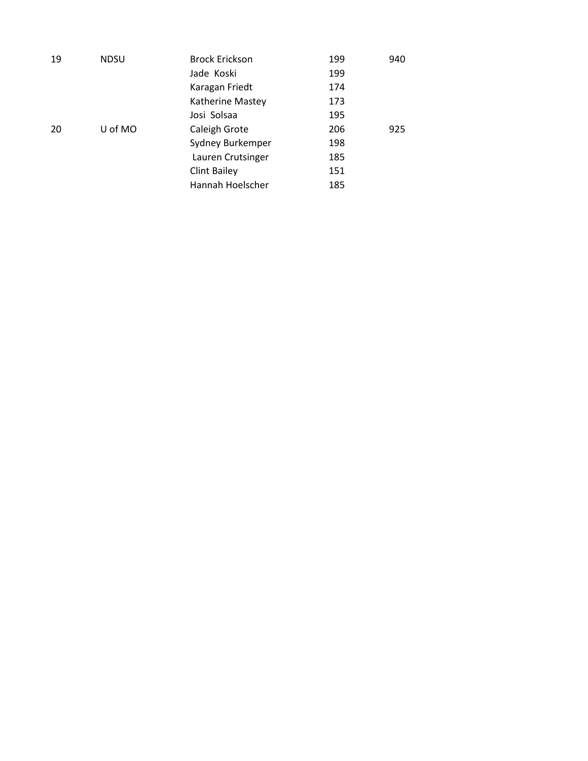| | | | | |
|---|---|---|---|---|
| 19 | NDSU | Brock Erickson | 199 | 940 |
| | | Jade Koski | 199 | |
| | | Karagan Friedt | 174 | |
| | | Katherine Mastey | 173 | |
| | | Josi Solsaa | 195 | |
| 20 | U of MO | Caleigh Grote | 206 | 925 |
| | | Sydney Burkemper | 198 | |
| | | Lauren Crutsinger | 185 | |
| | | Clint Bailey | 151 | |
| | | Hannah Hoelscher | 185 | |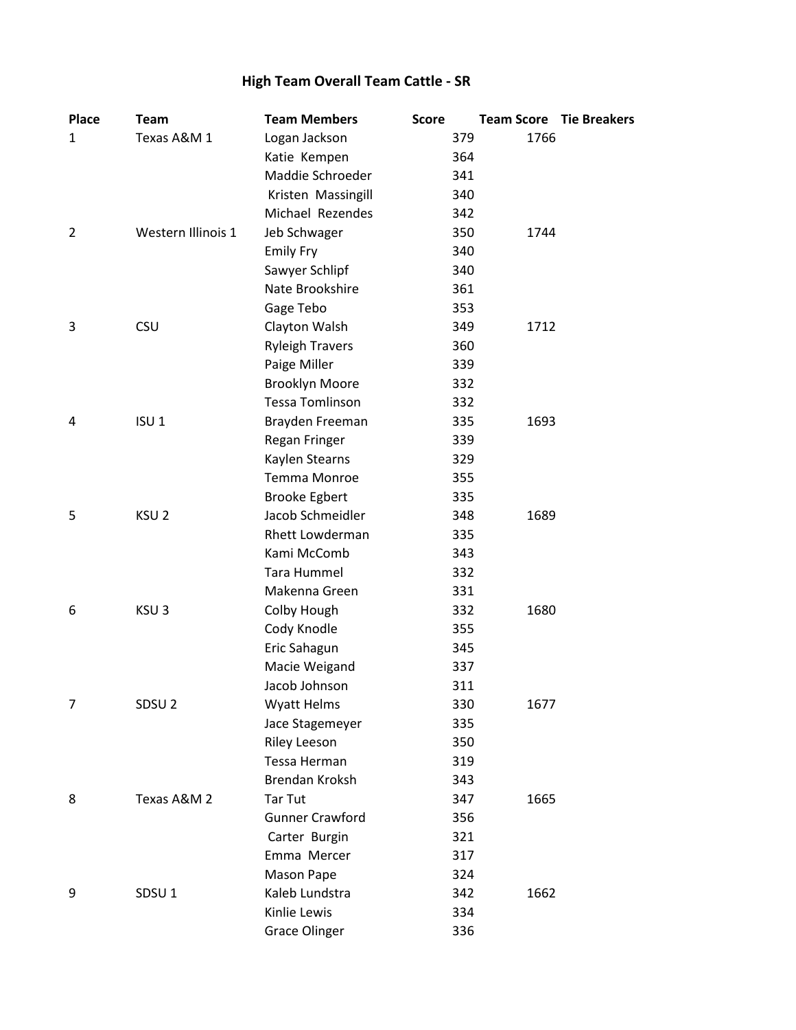## High Team Overall Team Cattle - SR

| Place | Team | Team Members | Score | Team Score | Tie Breakers |
|---|---|---|---|---|---|
| 1 | Texas A&M 1 | Logan Jackson | 379 | 1766 | |
| | | Katie Kempen | 364 | | |
| | | Maddie Schroeder | 341 | | |
| | | Kristen Massingill | 340 | | |
| | | Michael Rezendes | 342 | | |
| 2 | Western Illinois 1 | Jeb Schwager | 350 | 1744 | |
| | | Emily Fry | 340 | | |
| | | Sawyer Schlipf | 340 | | |
| | | Nate Brookshire | 361 | | |
| | | Gage Tebo | 353 | | |
| 3 | CSU | Clayton Walsh | 349 | 1712 | |
| | | Ryleigh Travers | 360 | | |
| | | Paige Miller | 339 | | |
| | | Brooklyn Moore | 332 | | |
| | | Tessa Tomlinson | 332 | | |
| 4 | ISU 1 | Brayden Freeman | 335 | 1693 | |
| | | Regan Fringer | 339 | | |
| | | Kaylen Stearns | 329 | | |
| | | Temma Monroe | 355 | | |
| | | Brooke Egbert | 335 | | |
| 5 | KSU 2 | Jacob Schmeidler | 348 | 1689 | |
| | | Rhett Lowderman | 335 | | |
| | | Kami McComb | 343 | | |
| | | Tara Hummel | 332 | | |
| | | Makenna Green | 331 | | |
| 6 | KSU 3 | Colby Hough | 332 | 1680 | |
| | | Cody Knodle | 355 | | |
| | | Eric Sahagun | 345 | | |
| | | Macie Weigand | 337 | | |
| | | Jacob Johnson | 311 | | |
| 7 | SDSU 2 | Wyatt Helms | 330 | 1677 | |
| | | Jace Stagemeyer | 335 | | |
| | | Riley Leeson | 350 | | |
| | | Tessa Herman | 319 | | |
| | | Brendan Kroksh | 343 | | |
| 8 | Texas A&M 2 | Tar Tut | 347 | 1665 | |
| | | Gunner Crawford | 356 | | |
| | | Carter Burgin | 321 | | |
| | | Emma Mercer | 317 | | |
| | | Mason Pape | 324 | | |
| 9 | SDSU 1 | Kaleb Lundstra | 342 | 1662 | |
| | | Kinlie Lewis | 334 | | |
| | | Grace Olinger | 336 | | |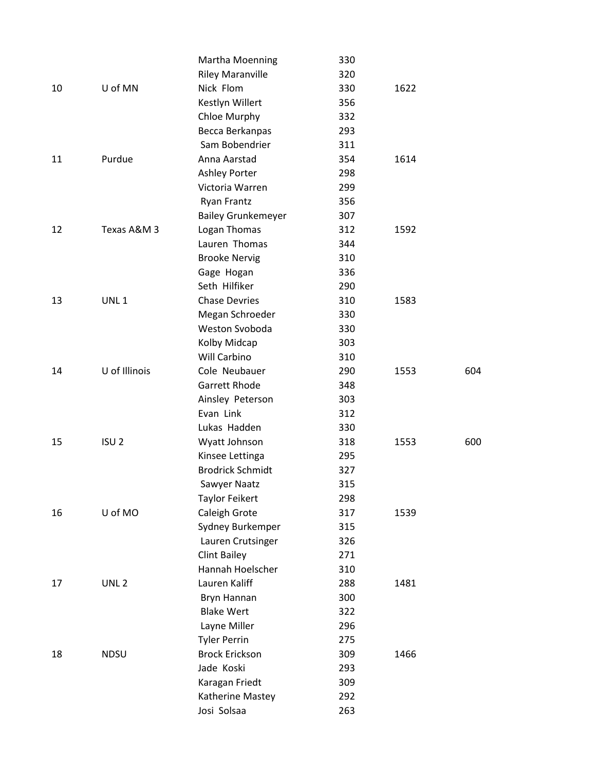|  |  |  |  |  |  |
|---|---|---|---|---|---|
|  |  | Martha Moenning | 330 |  |  |
|  |  | Riley Maranville | 320 |  |  |
| 10 | U of MN | Nick Flom | 330 | 1622 |  |
|  |  | Kestlyn Willert | 356 |  |  |
|  |  | Chloe Murphy | 332 |  |  |
|  |  | Becca Berkanpas | 293 |  |  |
|  |  | Sam Bobendrier | 311 |  |  |
| 11 | Purdue | Anna Aarstad | 354 | 1614 |  |
|  |  | Ashley Porter | 298 |  |  |
|  |  | Victoria Warren | 299 |  |  |
|  |  | Ryan Frantz | 356 |  |  |
|  |  | Bailey Grunkemeyer | 307 |  |  |
| 12 | Texas A&M 3 | Logan Thomas | 312 | 1592 |  |
|  |  | Lauren Thomas | 344 |  |  |
|  |  | Brooke Nervig | 310 |  |  |
|  |  | Gage Hogan | 336 |  |  |
|  |  | Seth Hilfiker | 290 |  |  |
| 13 | UNL 1 | Chase Devries | 310 | 1583 |  |
|  |  | Megan Schroeder | 330 |  |  |
|  |  | Weston Svoboda | 330 |  |  |
|  |  | Kolby Midcap | 303 |  |  |
|  |  | Will Carbino | 310 |  |  |
| 14 | U of Illinois | Cole Neubauer | 290 | 1553 | 604 |
|  |  | Garrett Rhode | 348 |  |  |
|  |  | Ainsley Peterson | 303 |  |  |
|  |  | Evan Link | 312 |  |  |
|  |  | Lukas Hadden | 330 |  |  |
| 15 | ISU 2 | Wyatt Johnson | 318 | 1553 | 600 |
|  |  | Kinsee Lettinga | 295 |  |  |
|  |  | Brodrick Schmidt | 327 |  |  |
|  |  | Sawyer Naatz | 315 |  |  |
|  |  | Taylor Feikert | 298 |  |  |
| 16 | U of MO | Caleigh Grote | 317 | 1539 |  |
|  |  | Sydney Burkemper | 315 |  |  |
|  |  | Lauren Crutsinger | 326 |  |  |
|  |  | Clint Bailey | 271 |  |  |
|  |  | Hannah Hoelscher | 310 |  |  |
| 17 | UNL 2 | Lauren Kaliff | 288 | 1481 |  |
|  |  | Bryn Hannan | 300 |  |  |
|  |  | Blake Wert | 322 |  |  |
|  |  | Layne Miller | 296 |  |  |
|  |  | Tyler Perrin | 275 |  |  |
| 18 | NDSU | Brock Erickson | 309 | 1466 |  |
|  |  | Jade Koski | 293 |  |  |
|  |  | Karagan Friedt | 309 |  |  |
|  |  | Katherine Mastey | 292 |  |  |
|  |  | Josi Solsaa | 263 |  |  |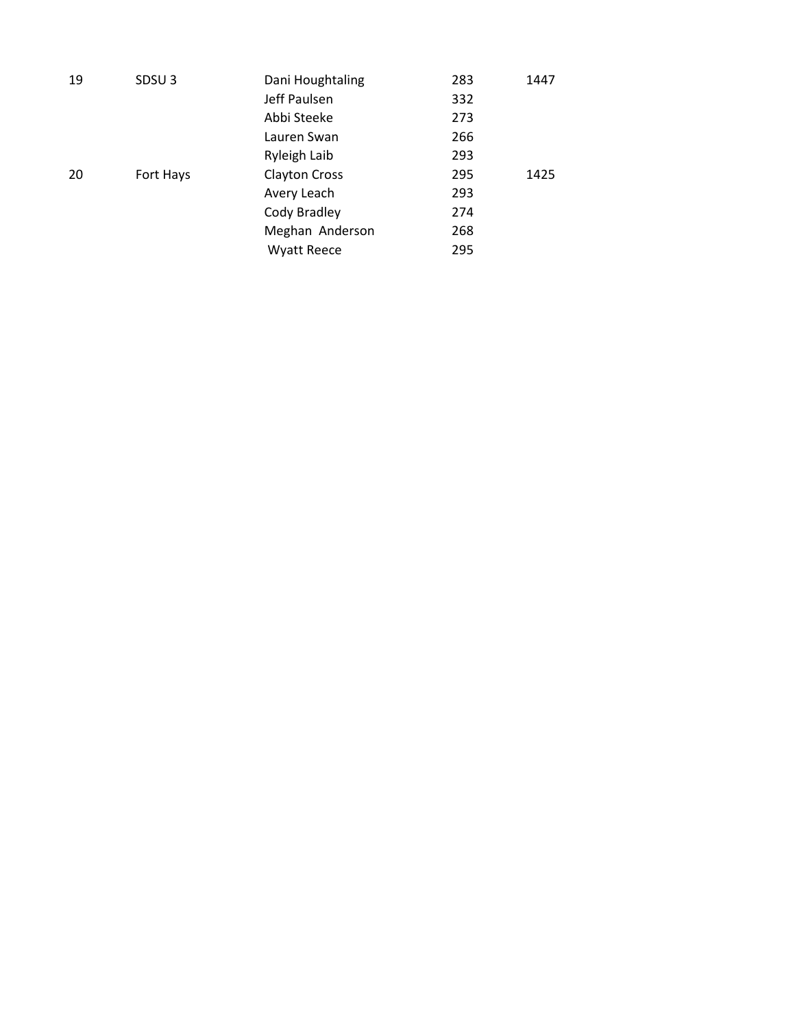| | | | | |
|---|---|---|---|---|
| 19 | SDSU 3 | Dani Houghtaling | 283 | 1447 |
| | | Jeff Paulsen | 332 | |
| | | Abbi Steeke | 273 | |
| | | Lauren Swan | 266 | |
| | | Ryleigh Laib | 293 | |
| 20 | Fort Hays | Clayton Cross | 295 | 1425 |
| | | Avery Leach | 293 | |
| | | Cody Bradley | 274 | |
| | | Meghan Anderson | 268 | |
| | | Wyatt Reece | 295 | |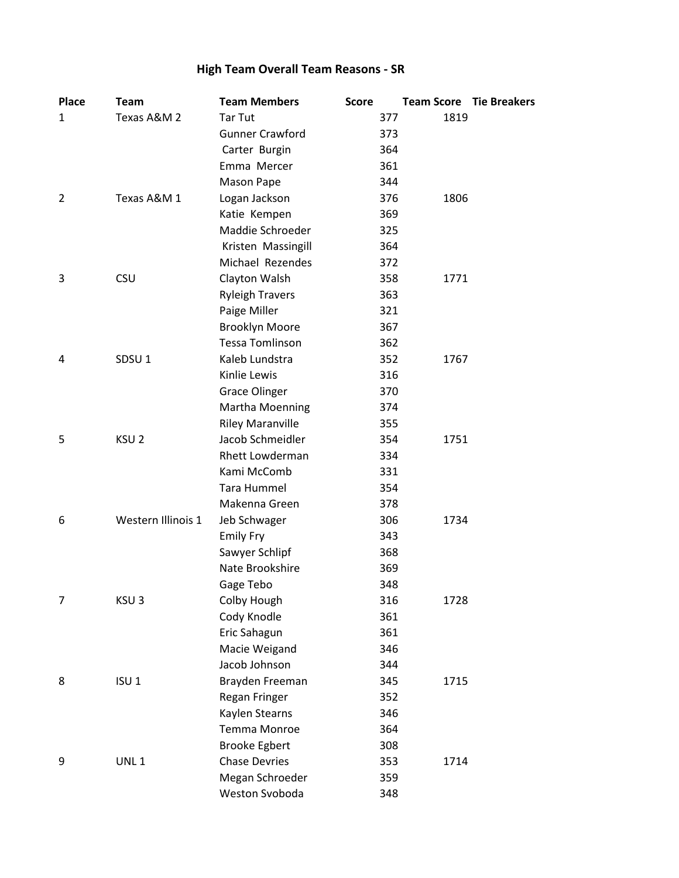## High Team Overall Team Reasons - SR

| Place | Team | Team Members | Score | Team Score | Tie Breakers |
|---|---|---|---|---|---|
| 1 | Texas A&M 2 | Tar Tut | 377 | 1819 | |
| | | Gunner Crawford | 373 | | |
| | | Carter Burgin | 364 | | |
| | | Emma Mercer | 361 | | |
| | | Mason Pape | 344 | | |
| 2 | Texas A&M 1 | Logan Jackson | 376 | 1806 | |
| | | Katie Kempen | 369 | | |
| | | Maddie Schroeder | 325 | | |
| | | Kristen Massingill | 364 | | |
| | | Michael Rezendes | 372 | | |
| 3 | CSU | Clayton Walsh | 358 | 1771 | |
| | | Ryleigh Travers | 363 | | |
| | | Paige Miller | 321 | | |
| | | Brooklyn Moore | 367 | | |
| | | Tessa Tomlinson | 362 | | |
| 4 | SDSU 1 | Kaleb Lundstra | 352 | 1767 | |
| | | Kinlie Lewis | 316 | | |
| | | Grace Olinger | 370 | | |
| | | Martha Moenning | 374 | | |
| | | Riley Maranville | 355 | | |
| 5 | KSU 2 | Jacob Schmeidler | 354 | 1751 | |
| | | Rhett Lowderman | 334 | | |
| | | Kami McComb | 331 | | |
| | | Tara Hummel | 354 | | |
| | | Makenna Green | 378 | | |
| 6 | Western Illinois 1 | Jeb Schwager | 306 | 1734 | |
| | | Emily Fry | 343 | | |
| | | Sawyer Schlipf | 368 | | |
| | | Nate Brookshire | 369 | | |
| | | Gage Tebo | 348 | | |
| 7 | KSU 3 | Colby Hough | 316 | 1728 | |
| | | Cody Knodle | 361 | | |
| | | Eric Sahagun | 361 | | |
| | | Macie Weigand | 346 | | |
| | | Jacob Johnson | 344 | | |
| 8 | ISU 1 | Brayden Freeman | 345 | 1715 | |
| | | Regan Fringer | 352 | | |
| | | Kaylen Stearns | 346 | | |
| | | Temma Monroe | 364 | | |
| | | Brooke Egbert | 308 | | |
| 9 | UNL 1 | Chase Devries | 353 | 1714 | |
| | | Megan Schroeder | 359 | | |
| | | Weston Svoboda | 348 | | |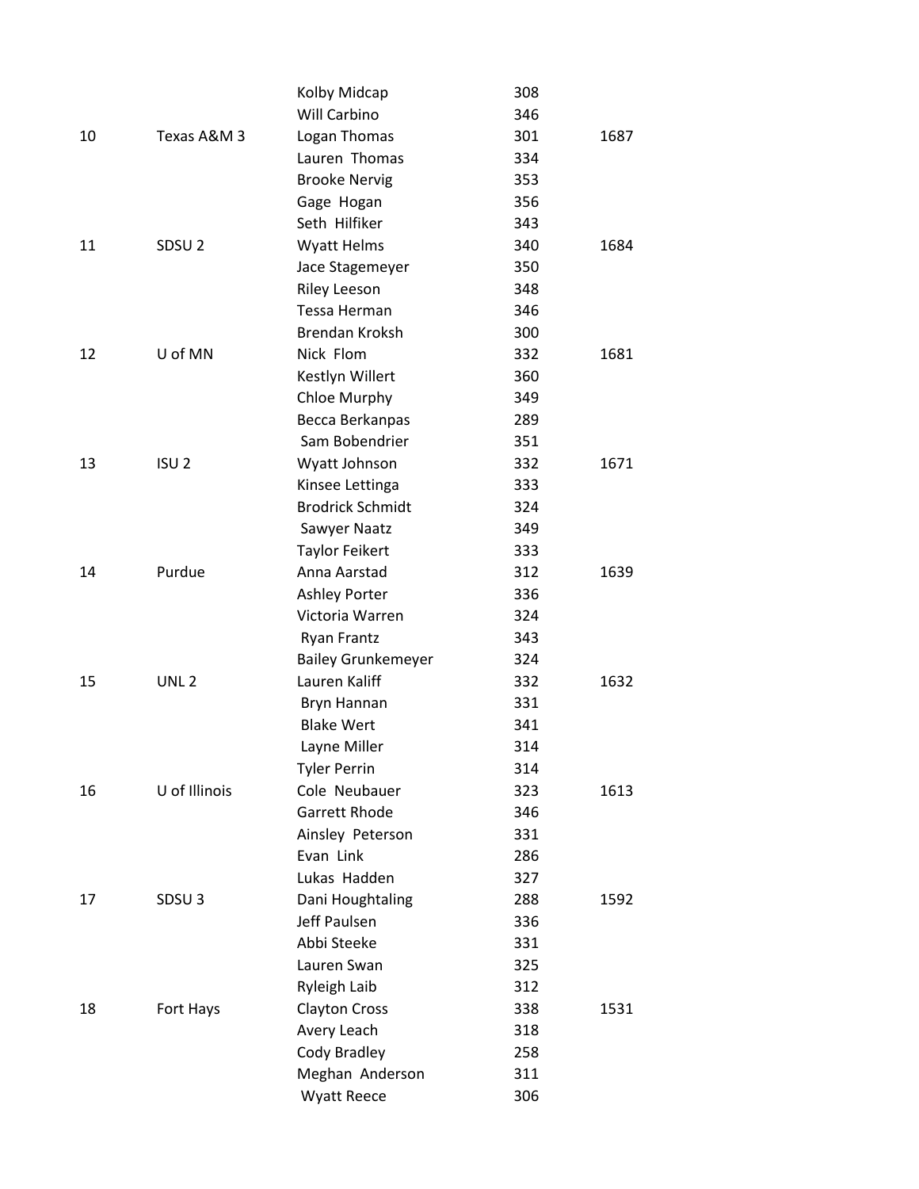| | | | | |
|---|---|---|---|---|
| | | Kolby Midcap | 308 | |
| | | Will Carbino | 346 | |
| 10 | Texas A&M 3 | Logan Thomas | 301 | 1687 |
| | | Lauren Thomas | 334 | |
| | | Brooke Nervig | 353 | |
| | | Gage Hogan | 356 | |
| | | Seth Hilfiker | 343 | |
| 11 | SDSU 2 | Wyatt Helms | 340 | 1684 |
| | | Jace Stagemeyer | 350 | |
| | | Riley Leeson | 348 | |
| | | Tessa Herman | 346 | |
| | | Brendan Kroksh | 300 | |
| 12 | U of MN | Nick Flom | 332 | 1681 |
| | | Kestlyn Willert | 360 | |
| | | Chloe Murphy | 349 | |
| | | Becca Berkanpas | 289 | |
| | | Sam Bobendrier | 351 | |
| 13 | ISU 2 | Wyatt Johnson | 332 | 1671 |
| | | Kinsee Lettinga | 333 | |
| | | Brodrick Schmidt | 324 | |
| | | Sawyer Naatz | 349 | |
| | | Taylor Feikert | 333 | |
| 14 | Purdue | Anna Aarstad | 312 | 1639 |
| | | Ashley Porter | 336 | |
| | | Victoria Warren | 324 | |
| | | Ryan Frantz | 343 | |
| | | Bailey Grunkemeyer | 324 | |
| 15 | UNL 2 | Lauren Kaliff | 332 | 1632 |
| | | Bryn Hannan | 331 | |
| | | Blake Wert | 341 | |
| | | Layne Miller | 314 | |
| | | Tyler Perrin | 314 | |
| 16 | U of Illinois | Cole Neubauer | 323 | 1613 |
| | | Garrett Rhode | 346 | |
| | | Ainsley Peterson | 331 | |
| | | Evan Link | 286 | |
| | | Lukas Hadden | 327 | |
| 17 | SDSU 3 | Dani Houghtaling | 288 | 1592 |
| | | Jeff Paulsen | 336 | |
| | | Abbi Steeke | 331 | |
| | | Lauren Swan | 325 | |
| | | Ryleigh Laib | 312 | |
| 18 | Fort Hays | Clayton Cross | 338 | 1531 |
| | | Avery Leach | 318 | |
| | | Cody Bradley | 258 | |
| | | Meghan Anderson | 311 | |
| | | Wyatt Reece | 306 | |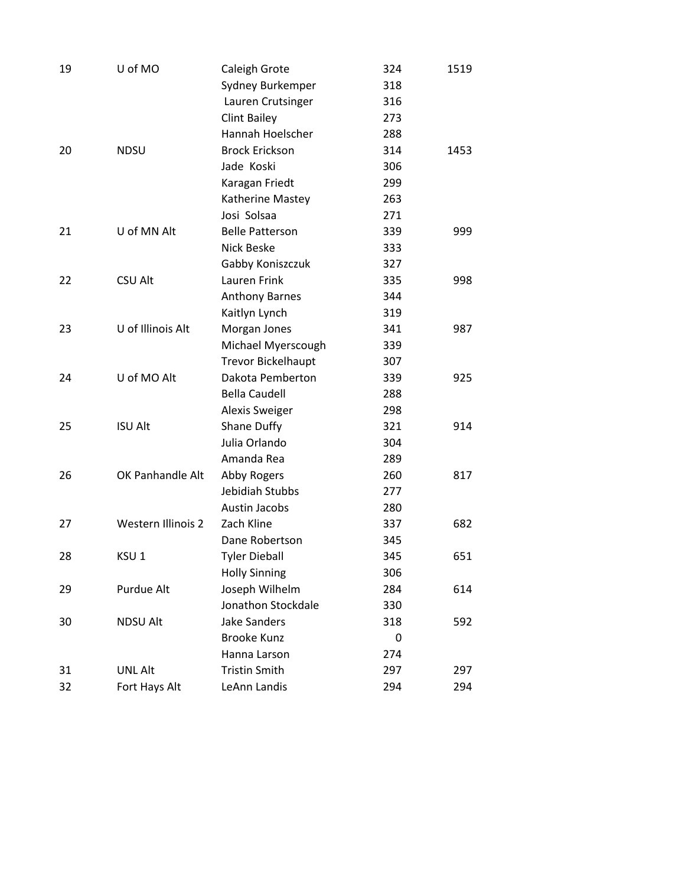| | | | | |
|---|---|---|---|---|
| 19 | U of MO | Caleigh Grote | 324 | 1519 |
| | | Sydney Burkemper | 318 | |
| | | Lauren Crutsinger | 316 | |
| | | Clint Bailey | 273 | |
| | | Hannah Hoelscher | 288 | |
| 20 | NDSU | Brock Erickson | 314 | 1453 |
| | | Jade Koski | 306 | |
| | | Karagan Friedt | 299 | |
| | | Katherine Mastey | 263 | |
| | | Josi Solsaa | 271 | |
| 21 | U of MN Alt | Belle Patterson | 339 | 999 |
| | | Nick Beske | 333 | |
| | | Gabby Koniszczuk | 327 | |
| 22 | CSU Alt | Lauren Frink | 335 | 998 |
| | | Anthony Barnes | 344 | |
| | | Kaitlyn Lynch | 319 | |
| 23 | U of Illinois Alt | Morgan Jones | 341 | 987 |
| | | Michael Myerscough | 339 | |
| | | Trevor Bickelhaupt | 307 | |
| 24 | U of MO Alt | Dakota Pemberton | 339 | 925 |
| | | Bella Caudell | 288 | |
| | | Alexis Sweiger | 298 | |
| 25 | ISU Alt | Shane Duffy | 321 | 914 |
| | | Julia Orlando | 304 | |
| | | Amanda Rea | 289 | |
| 26 | OK Panhandle Alt | Abby Rogers | 260 | 817 |
| | | Jebidiah Stubbs | 277 | |
| | | Austin Jacobs | 280 | |
| 27 | Western Illinois 2 | Zach Kline | 337 | 682 |
| | | Dane Robertson | 345 | |
| 28 | KSU 1 | Tyler Dieball | 345 | 651 |
| | | Holly Sinning | 306 | |
| 29 | Purdue Alt | Joseph Wilhelm | 284 | 614 |
| | | Jonathon Stockdale | 330 | |
| 30 | NDSU Alt | Jake Sanders | 318 | 592 |
| | | Brooke Kunz | 0 | |
| | | Hanna Larson | 274 | |
| 31 | UNL Alt | Tristin Smith | 297 | 297 |
| 32 | Fort Hays Alt | LeAnn Landis | 294 | 294 |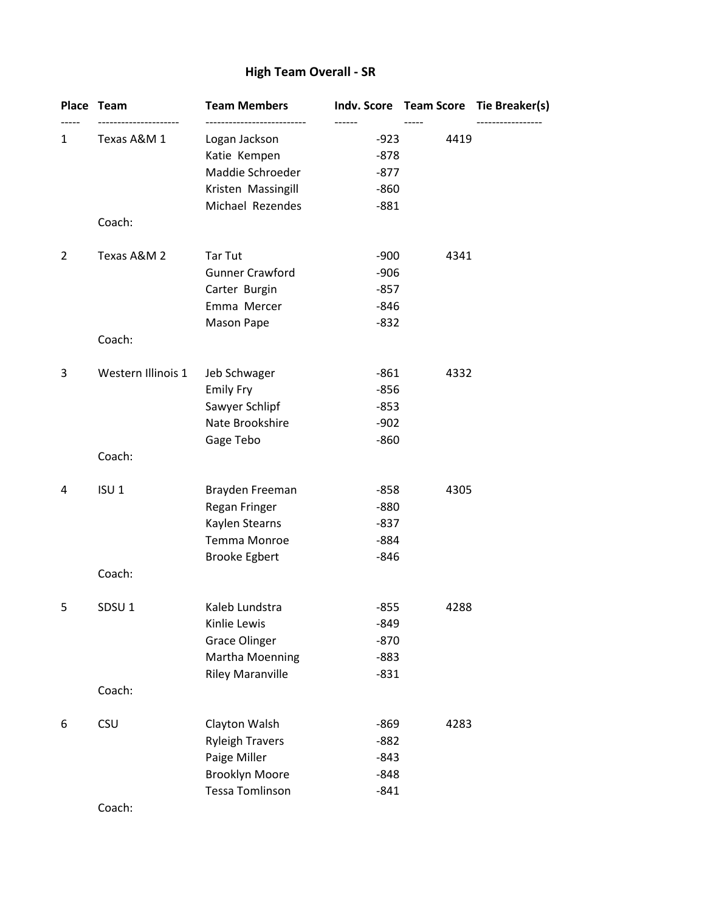## High Team Overall - SR

| Place | Team | Team Members | Indv. Score | Team Score | Tie Breaker(s) |
|---|---|---|---|---|---|
| 1 | Texas A&M 1 | Logan Jackson | -923 | 4419 | |
| | | Katie Kempen | -878 | | |
| | | Maddie Schroeder | -877 | | |
| | | Kristen Massingill | -860 | | |
| | | Michael Rezendes | -881 | | |
| | Coach: | | | | |
| 2 | Texas A&M 2 | Tar Tut | -900 | 4341 | |
| | | Gunner Crawford | -906 | | |
| | | Carter Burgin | -857 | | |
| | | Emma Mercer | -846 | | |
| | | Mason Pape | -832 | | |
| | Coach: | | | | |
| 3 | Western Illinois 1 | Jeb Schwager | -861 | 4332 | |
| | | Emily Fry | -856 | | |
| | | Sawyer Schlipf | -853 | | |
| | | Nate Brookshire | -902 | | |
| | | Gage Tebo | -860 | | |
| | Coach: | | | | |
| 4 | ISU 1 | Brayden Freeman | -858 | 4305 | |
| | | Regan Fringer | -880 | | |
| | | Kaylen Stearns | -837 | | |
| | | Temma Monroe | -884 | | |
| | | Brooke Egbert | -846 | | |
| | Coach: | | | | |
| 5 | SDSU 1 | Kaleb Lundstra | -855 | 4288 | |
| | | Kinlie Lewis | -849 | | |
| | | Grace Olinger | -870 | | |
| | | Martha Moenning | -883 | | |
| | | Riley Maranville | -831 | | |
| | Coach: | | | | |
| 6 | CSU | Clayton Walsh | -869 | 4283 | |
| | | Ryleigh Travers | -882 | | |
| | | Paige Miller | -843 | | |
| | | Brooklyn Moore | -848 | | |
| | | Tessa Tomlinson | -841 | | |
| | Coach: | | | | |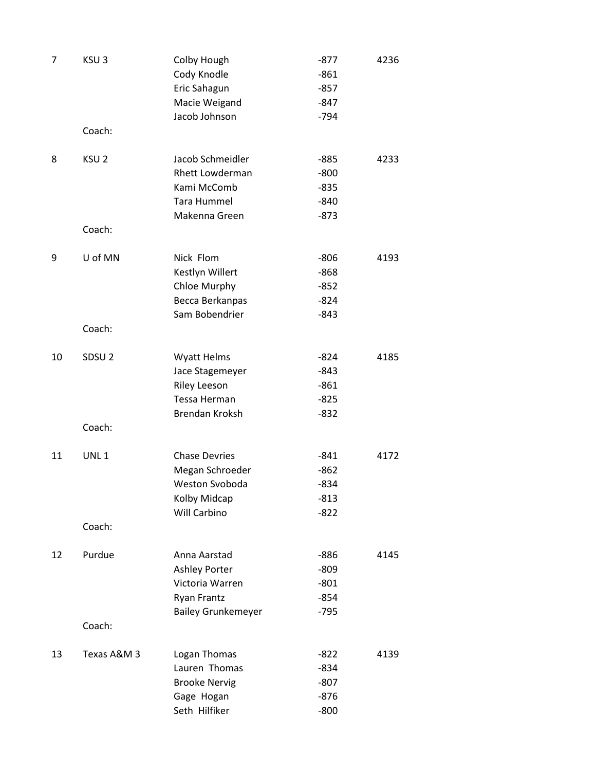| Place | Team | Member | Score | Total |
|---|---|---|---|---|
| 7 | KSU 3 | Colby Hough | -877 | 4236 |
| | | Cody Knodle | -861 | |
| | | Eric Sahagun | -857 | |
| | | Macie Weigand | -847 | |
| | | Jacob Johnson | -794 | |
| | Coach: | | | |
| 8 | KSU 2 | Jacob Schmeidler | -885 | 4233 |
| | | Rhett Lowderman | -800 | |
| | | Kami McComb | -835 | |
| | | Tara Hummel | -840 | |
| | | Makenna Green | -873 | |
| | Coach: | | | |
| 9 | U of MN | Nick Flom | -806 | 4193 |
| | | Kestlyn Willert | -868 | |
| | | Chloe Murphy | -852 | |
| | | Becca Berkanpas | -824 | |
| | | Sam Bobendrier | -843 | |
| | Coach: | | | |
| 10 | SDSU 2 | Wyatt Helms | -824 | 4185 |
| | | Jace Stagemeyer | -843 | |
| | | Riley Leeson | -861 | |
| | | Tessa Herman | -825 | |
| | | Brendan Kroksh | -832 | |
| | Coach: | | | |
| 11 | UNL 1 | Chase Devries | -841 | 4172 |
| | | Megan Schroeder | -862 | |
| | | Weston Svoboda | -834 | |
| | | Kolby Midcap | -813 | |
| | | Will Carbino | -822 | |
| | Coach: | | | |
| 12 | Purdue | Anna Aarstad | -886 | 4145 |
| | | Ashley Porter | -809 | |
| | | Victoria Warren | -801 | |
| | | Ryan Frantz | -854 | |
| | | Bailey Grunkemeyer | -795 | |
| | Coach: | | | |
| 13 | Texas A&M 3 | Logan Thomas | -822 | 4139 |
| | | Lauren Thomas | -834 | |
| | | Brooke Nervig | -807 | |
| | | Gage Hogan | -876 | |
| | | Seth Hilfiker | -800 | |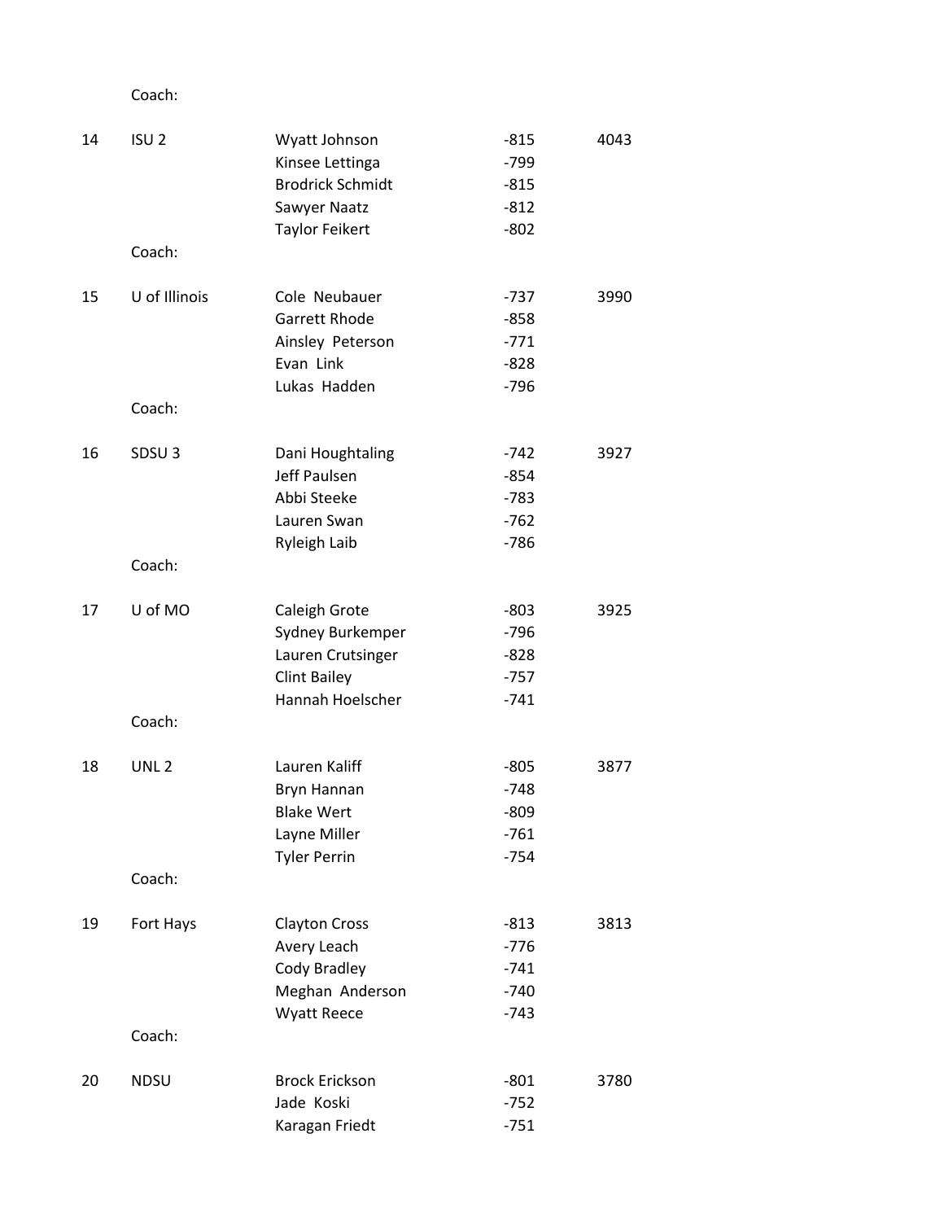Coach:

| Rank | Team | Member | Score | Total |
|---|---|---|---|---|
| 14 | ISU 2 | Wyatt Johnson | -815 | 4043 |
| | | Kinsee Lettinga | -799 | |
| | | Brodrick Schmidt | -815 | |
| | | Sawyer Naatz | -812 | |
| | | Taylor Feikert | -802 | |
| | Coach: | | | |
| 15 | U of Illinois | Cole Neubauer | -737 | 3990 |
| | | Garrett Rhode | -858 | |
| | | Ainsley Peterson | -771 | |
| | | Evan Link | -828 | |
| | | Lukas Hadden | -796 | |
| | Coach: | | | |
| 16 | SDSU 3 | Dani Houghtaling | -742 | 3927 |
| | | Jeff Paulsen | -854 | |
| | | Abbi Steeke | -783 | |
| | | Lauren Swan | -762 | |
| | | Ryleigh Laib | -786 | |
| | Coach: | | | |
| 17 | U of MO | Caleigh Grote | -803 | 3925 |
| | | Sydney Burkemper | -796 | |
| | | Lauren Crutsinger | -828 | |
| | | Clint Bailey | -757 | |
| | | Hannah Hoelscher | -741 | |
| | Coach: | | | |
| 18 | UNL 2 | Lauren Kaliff | -805 | 3877 |
| | | Bryn Hannan | -748 | |
| | | Blake Wert | -809 | |
| | | Layne Miller | -761 | |
| | | Tyler Perrin | -754 | |
| | Coach: | | | |
| 19 | Fort Hays | Clayton Cross | -813 | 3813 |
| | | Avery Leach | -776 | |
| | | Cody Bradley | -741 | |
| | | Meghan Anderson | -740 | |
| | | Wyatt Reece | -743 | |
| | Coach: | | | |
| 20 | NDSU | Brock Erickson | -801 | 3780 |
| | | Jade Koski | -752 | |
| | | Karagan Friedt | -751 | |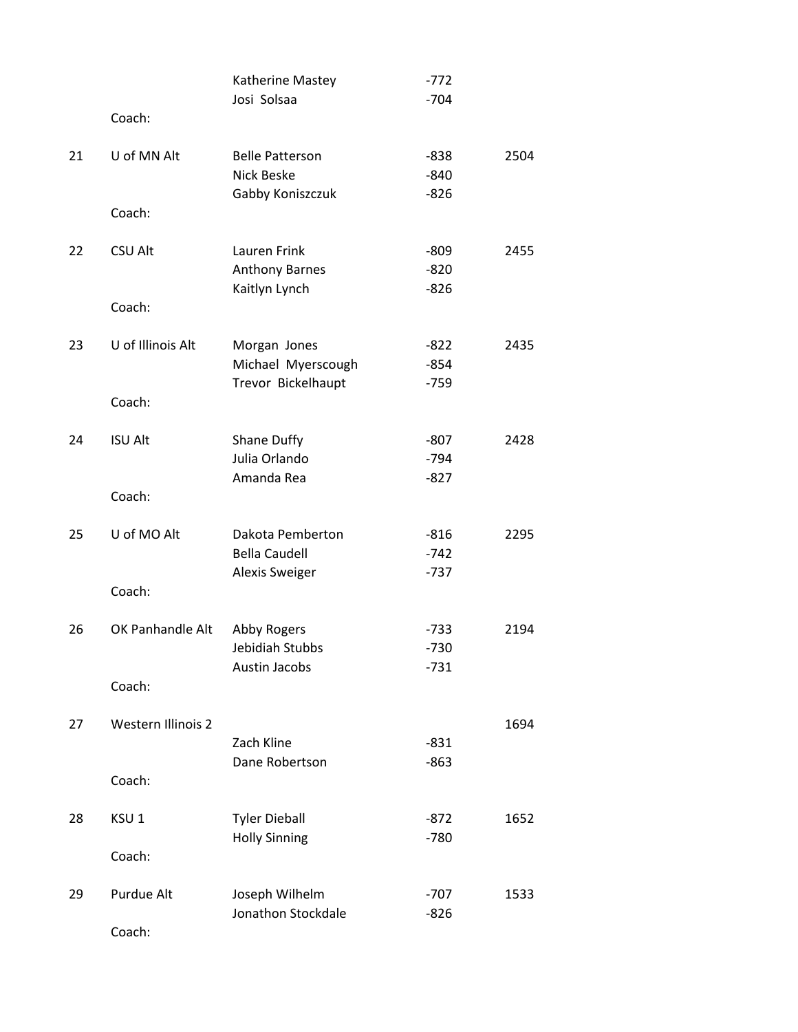| Place | Team | Member | Score | Total |
|---|---|---|---|---|
| | | Katherine Mastey | -772 | |
| | | Josi Solsaa | -704 | |
| | Coach: | | | |
| 21 | U of MN Alt | Belle Patterson | -838 | 2504 |
| | | Nick Beske | -840 | |
| | | Gabby Koniszczuk | -826 | |
| | Coach: | | | |
| 22 | CSU Alt | Lauren Frink | -809 | 2455 |
| | | Anthony Barnes | -820 | |
| | | Kaitlyn Lynch | -826 | |
| | Coach: | | | |
| 23 | U of Illinois Alt | Morgan Jones | -822 | 2435 |
| | | Michael Myerscough | -854 | |
| | | Trevor Bickelhaupt | -759 | |
| | Coach: | | | |
| 24 | ISU Alt | Shane Duffy | -807 | 2428 |
| | | Julia Orlando | -794 | |
| | | Amanda Rea | -827 | |
| | Coach: | | | |
| 25 | U of MO Alt | Dakota Pemberton | -816 | 2295 |
| | | Bella Caudell | -742 | |
| | | Alexis Sweiger | -737 | |
| | Coach: | | | |
| 26 | OK Panhandle Alt | Abby Rogers | -733 | 2194 |
| | | Jebidiah Stubbs | -730 | |
| | | Austin Jacobs | -731 | |
| | Coach: | | | |
| 27 | Western Illinois 2 | | | 1694 |
| | | Zach Kline | -831 | |
| | | Dane Robertson | -863 | |
| | Coach: | | | |
| 28 | KSU 1 | Tyler Dieball | -872 | 1652 |
| | | Holly Sinning | -780 | |
| | Coach: | | | |
| 29 | Purdue Alt | Joseph Wilhelm | -707 | 1533 |
| | | Jonathon Stockdale | -826 | |
| | Coach: | | | |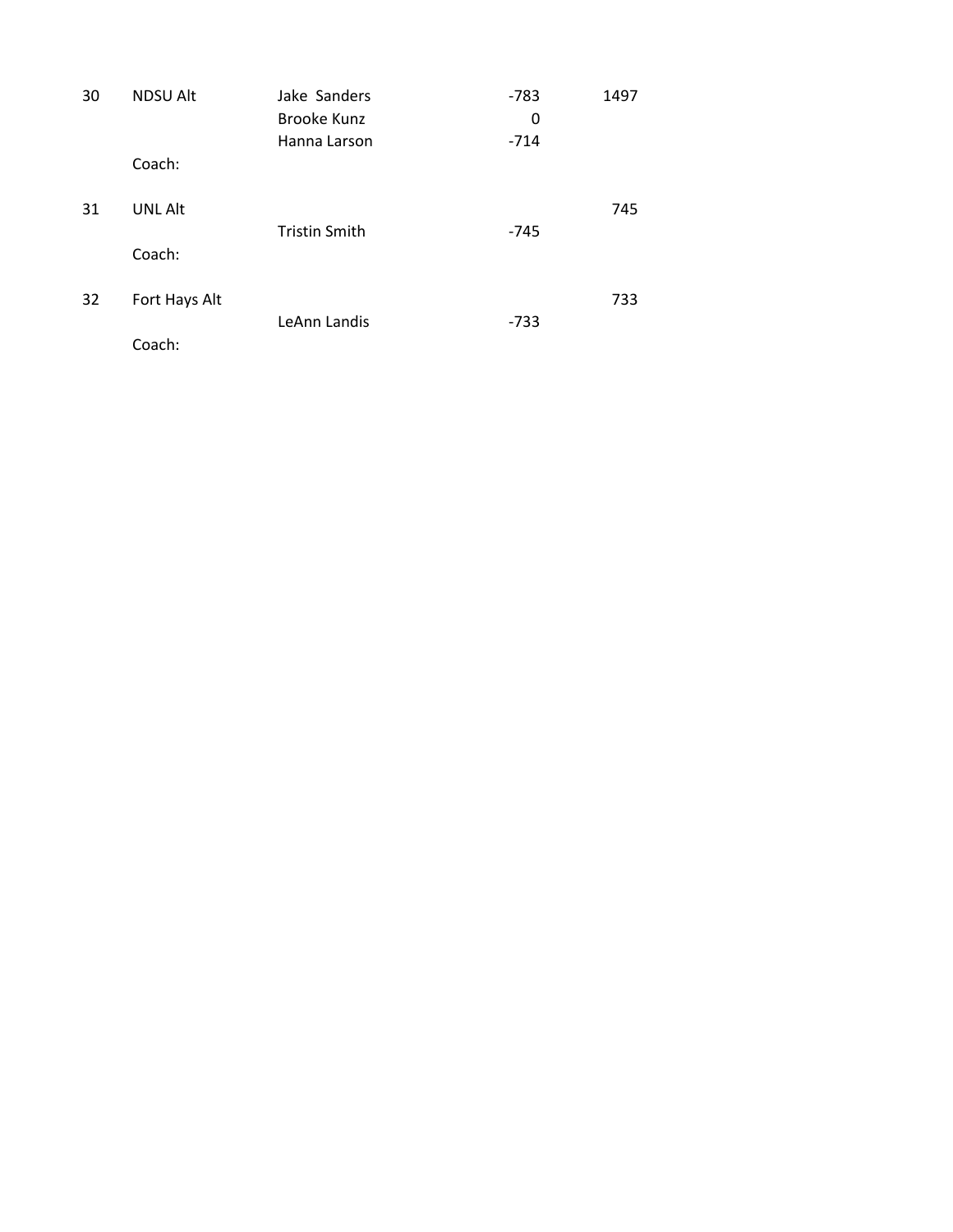| | | | | |
|---|---|---|---|---|
| 30 | NDSU Alt | Jake Sanders | -783 | 1497 |
| | | Brooke Kunz | 0 | |
| | | Hanna Larson | -714 | |
| | Coach: | | | |
| 31 | UNL Alt | | | 745 |
| | | Tristin Smith | -745 | |
| | Coach: | | | |
| 32 | Fort Hays Alt | | | 733 |
| | | LeAnn Landis | -733 | |
| | Coach: | | | |